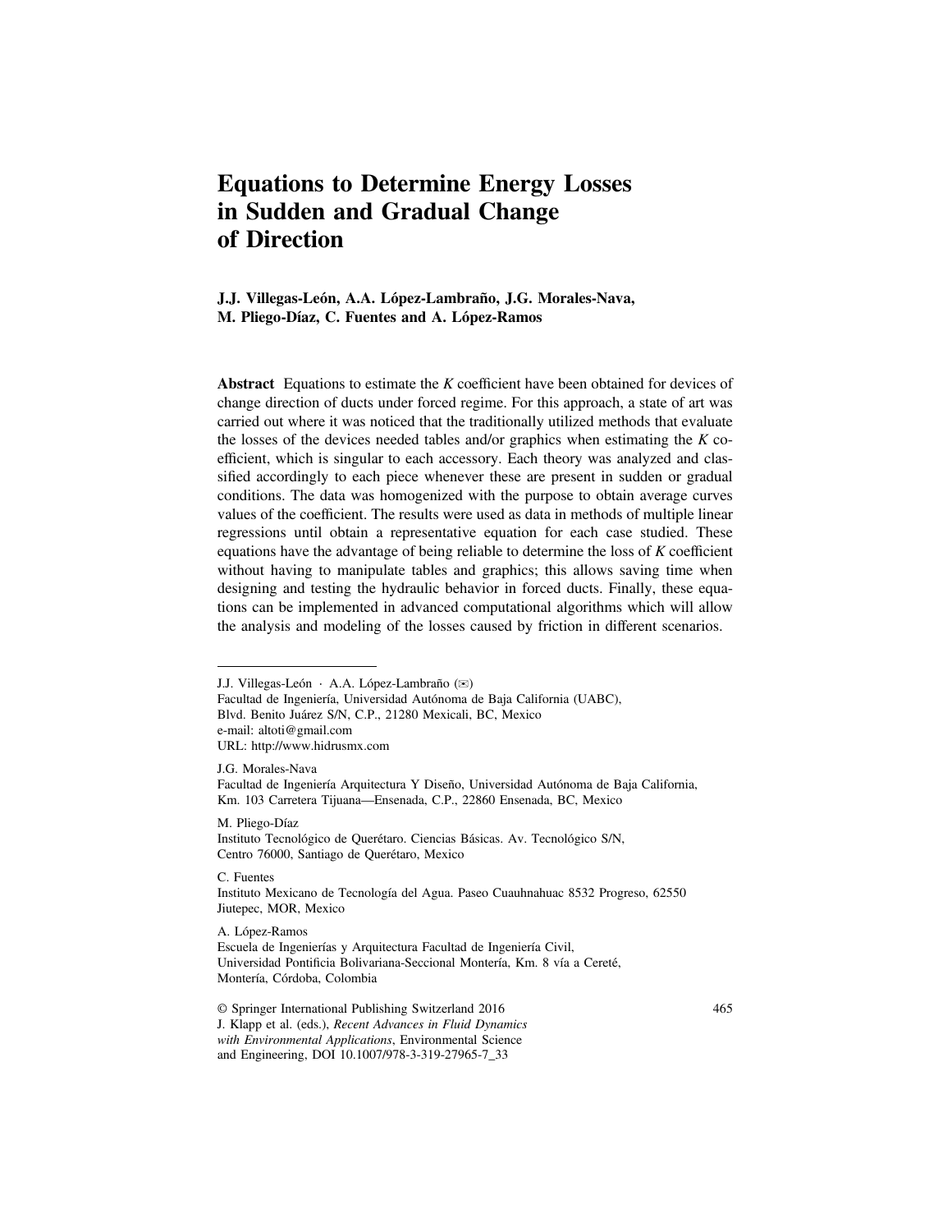# Equations to Determine Energy Losses in Sudden and Gradual Change of Direction

**J.J. Villegas-León, A.A. López-Lambraño, J.G. Morales-Nava, M. Pliego-Díaz, C. Fuentes and A. López-Ramos**

**Abstract** Equations to estimate the *K* coefficient have been obtained for devices of change direction of ducts under forced regime. For this approach, a state of art was carried out where it was noticed that the traditionally utilized methods that evaluate the losses of the devices needed tables and/or graphics when estimating the *K* coefficient, which is singular to each accessory. Each theory was analyzed and classified accordingly to each piece whenever these are present in sudden or gradual conditions. The data was homogenized with the purpose to obtain average curves values of the coefficient. The results were used as data in methods of multiple linear regressions until obtain a representative equation for each case studied. These equations have the advantage of being reliable to determine the loss of *K* coefficient without having to manipulate tables and graphics; this allows saving time when designing and testing the hydraulic behavior in forced ducts. Finally, these equations can be implemented in advanced computational algorithms which will allow the analysis and modeling of the losses caused by friction in different scenarios.

---

J.J. Villegas-León · A.A. López-Lambraño (✉)
Facultad de Ingeniería, Universidad Autónoma de Baja California (UABC), Blvd. Benito Juárez S/N, C.P., 21280 Mexicali, BC, Mexico
e-mail: altoti@gmail.com
URL: http://www.hidrusmx.com

J.G. Morales-Nava
Facultad de Ingeniería Arquitectura Y Diseño, Universidad Autónoma de Baja California, Km. 103 Carretera Tijuana—Ensenada, C.P., 22860 Ensenada, BC, Mexico

M. Pliego-Díaz
Instituto Tecnológico de Querétaro. Ciencias Básicas. Av. Tecnológico S/N, Centro 76000, Santiago de Querétaro, Mexico

C. Fuentes
Instituto Mexicano de Tecnología del Agua. Paseo Cuauhnahuac 8532 Progreso, 62550 Jiutepec, MOR, Mexico

A. López-Ramos
Escuela de Ingenierías y Arquitectura Facultad de Ingeniería Civil, Universidad Pontificia Bolivariana-Seccional Montería, Km. 8 vía a Cereté, Montería, Córdoba, Colombia

© Springer International Publishing Switzerland 2016
J. Klapp et al. (eds.), *Recent Advances in Fluid Dynamics with Environmental Applications*, Environmental Science and Engineering, DOI 10.1007/978-3-319-27965-7_33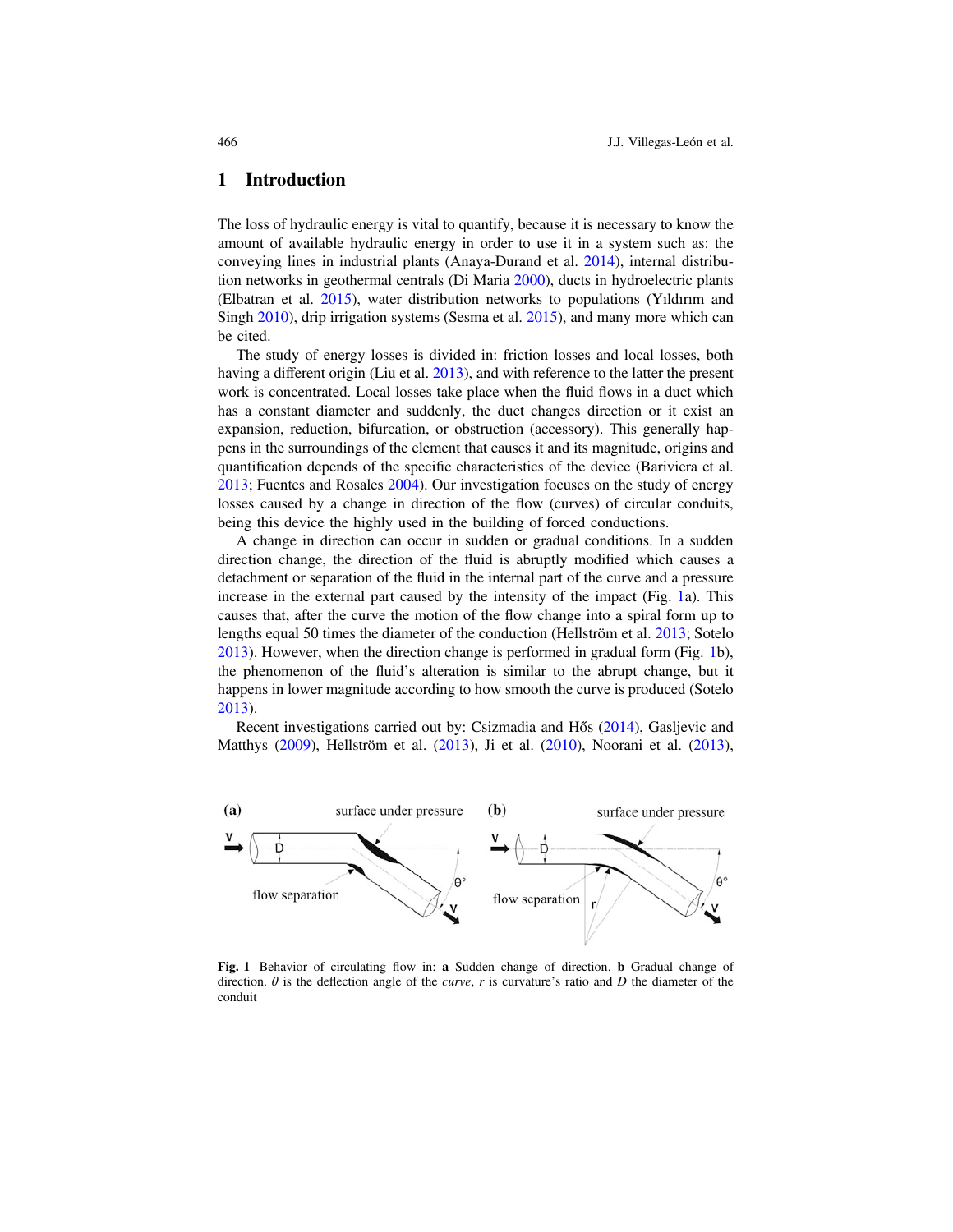## 1 Introduction

The loss of hydraulic energy is vital to quantify, because it is necessary to know the amount of available hydraulic energy in order to use it in a system such as: the conveying lines in industrial plants (Anaya-Durand et al. 2014), internal distribution networks in geothermal centrals (Di Maria 2000), ducts in hydroelectric plants (Elbatran et al. 2015), water distribution networks to populations (Yıldırım and Singh 2010), drip irrigation systems (Sesma et al. 2015), and many more which can be cited.

The study of energy losses is divided in: friction losses and local losses, both having a different origin (Liu et al. 2013), and with reference to the latter the present work is concentrated. Local losses take place when the fluid flows in a duct which has a constant diameter and suddenly, the duct changes direction or it exist an expansion, reduction, bifurcation, or obstruction (accessory). This generally happens in the surroundings of the element that causes it and its magnitude, origins and quantification depends of the specific characteristics of the device (Bariviera et al. 2013; Fuentes and Rosales 2004). Our investigation focuses on the study of energy losses caused by a change in direction of the flow (curves) of circular conduits, being this device the highly used in the building of forced conductions.

A change in direction can occur in sudden or gradual conditions. In a sudden direction change, the direction of the fluid is abruptly modified which causes a detachment or separation of the fluid in the internal part of the curve and a pressure increase in the external part caused by the intensity of the impact (Fig. 1a). This causes that, after the curve the motion of the flow change into a spiral form up to lengths equal 50 times the diameter of the conduction (Hellström et al. 2013; Sotelo 2013). However, when the direction change is performed in gradual form (Fig. 1b), the phenomenon of the fluid's alteration is similar to the abrupt change, but it happens in lower magnitude according to how smooth the curve is produced (Sotelo 2013).

Recent investigations carried out by: Csizmadia and Hős (2014), Gasljevic and Matthys (2009), Hellström et al. (2013), Ji et al. (2010), Noorani et al. (2013),

**Fig. 1** Behavior of circulating flow in: **a** Sudden change of direction. **b** Gradual change of direction. $\theta$ is the deflection angle of the *curve*, $r$ is curvature's ratio and $D$ the diameter of the conduit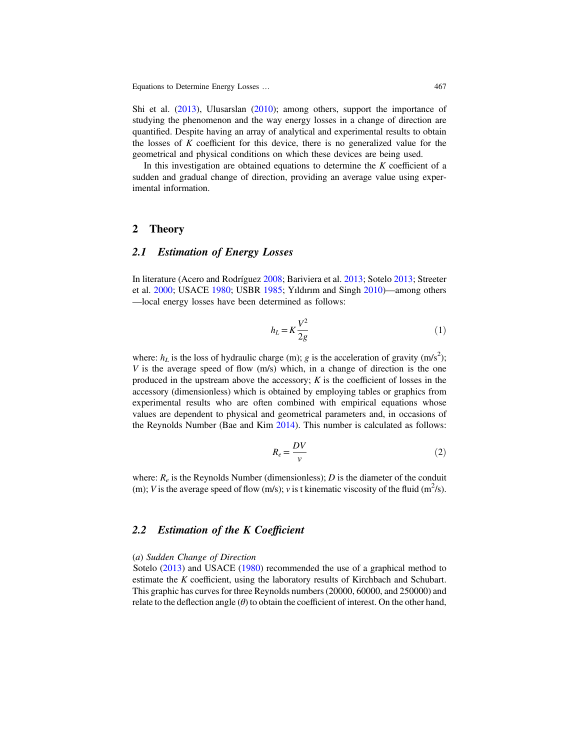Shi et al. (2013), Ulusarslan (2010); among others, support the importance of studying the phenomenon and the way energy losses in a change of direction are quantified. Despite having an array of analytical and experimental results to obtain the losses of $K$ coefficient for this device, there is no generalized value for the geometrical and physical conditions on which these devices are being used.

In this investigation are obtained equations to determine the $K$ coefficient of a sudden and gradual change of direction, providing an average value using experimental information.

## 2 Theory

### 2.1 Estimation of Energy Losses

In literature (Acero and Rodríguez 2008; Bariviera et al. 2013; Sotelo 2013; Streeter et al. 2000; USACE 1980; USBR 1985; Yıldırım and Singh 2010)—among others—local energy losses have been determined as follows:

$$h_L = K\frac{V^2}{2g} \tag{1}$$

where: $h_L$ is the loss of hydraulic charge (m); $g$ is the acceleration of gravity (m/s$^2$); $V$ is the average speed of flow (m/s) which, in a change of direction is the one produced in the upstream above the accessory; $K$ is the coefficient of losses in the accessory (dimensionless) which is obtained by employing tables or graphics from experimental results who are often combined with empirical equations whose values are dependent to physical and geometrical parameters and, in occasions of the Reynolds Number (Bae and Kim 2014). This number is calculated as follows:

$$R_e = \frac{DV}{v} \tag{2}$$

where: $R_e$ is the Reynolds Number (dimensionless); $D$ is the diameter of the conduit (m); $V$ is the average speed of flow (m/s); $v$ is t kinematic viscosity of the fluid (m$^2$/s).

### 2.2 Estimation of the K Coefficient

*(a) Sudden Change of Direction*

Sotelo (2013) and USACE (1980) recommended the use of a graphical method to estimate the $K$ coefficient, using the laboratory results of Kirchbach and Schubart. This graphic has curves for three Reynolds numbers (20000, 60000, and 250000) and relate to the deflection angle ($\theta$) to obtain the coefficient of interest. On the other hand,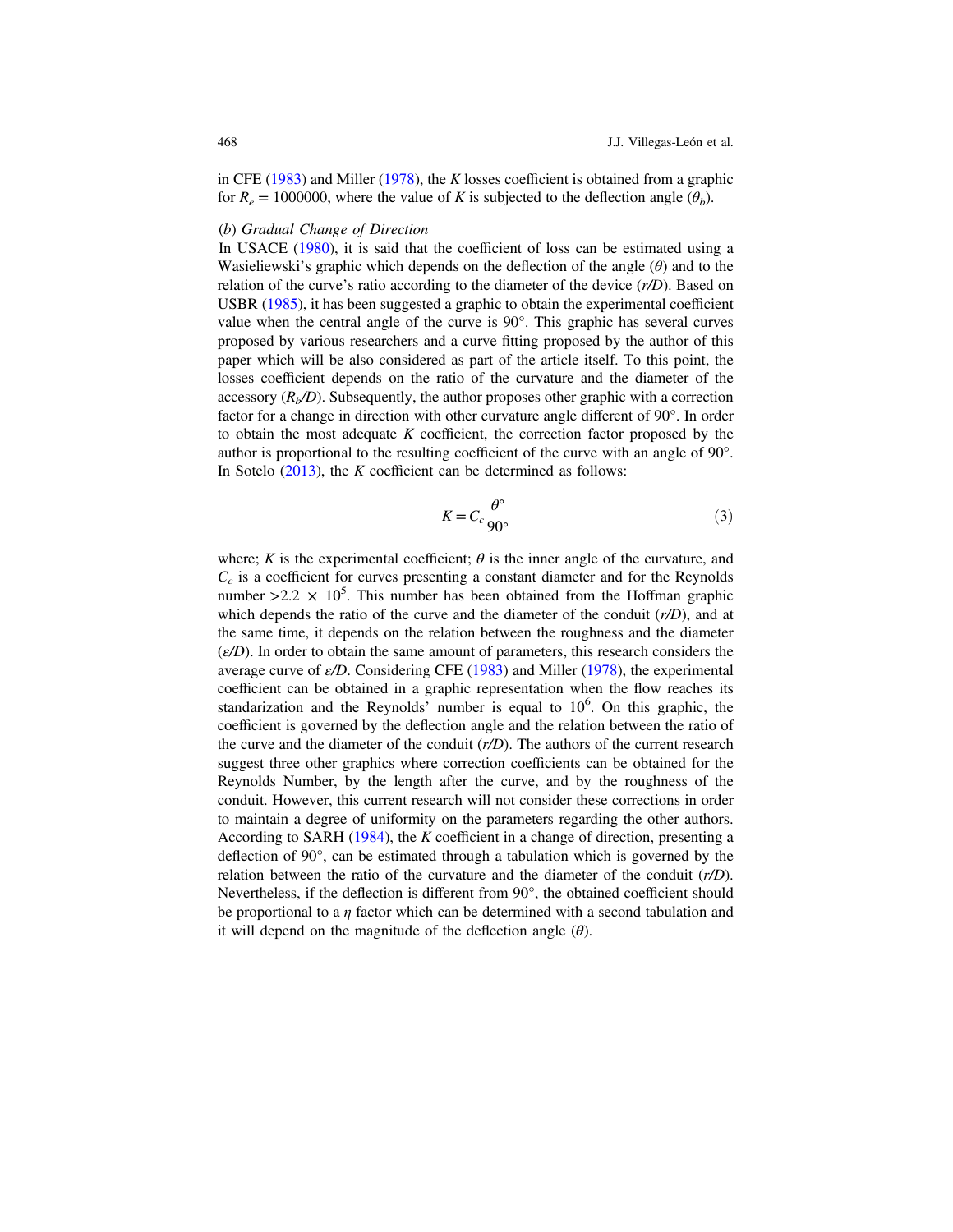in CFE (1983) and Miller (1978), the $K$ losses coefficient is obtained from a graphic for $R_e = 1000000$, where the value of $K$ is subjected to the deflection angle ($\theta_b$).

*(b) Gradual Change of Direction*

In USACE (1980), it is said that the coefficient of loss can be estimated using a Wasieliewski's graphic which depends on the deflection of the angle ($\theta$) and to the relation of the curve's ratio according to the diameter of the device ($r/D$). Based on USBR (1985), it has been suggested a graphic to obtain the experimental coefficient value when the central angle of the curve is 90°. This graphic has several curves proposed by various researchers and a curve fitting proposed by the author of this paper which will be also considered as part of the article itself. To this point, the losses coefficient depends on the ratio of the curvature and the diameter of the accessory ($R_b/D$). Subsequently, the author proposes other graphic with a correction factor for a change in direction with other curvature angle different of 90°. In order to obtain the most adequate $K$ coefficient, the correction factor proposed by the author is proportional to the resulting coefficient of the curve with an angle of 90°. In Sotelo (2013), the $K$ coefficient can be determined as follows:

$$K = C_c \frac{\theta^\circ}{90^\circ} \tag{3}$$

where; $K$ is the experimental coefficient; $\theta$ is the inner angle of the curvature, and $C_c$ is a coefficient for curves presenting a constant diameter and for the Reynolds number $>2.2 \times 10^5$. This number has been obtained from the Hoffman graphic which depends the ratio of the curve and the diameter of the conduit ($r/D$), and at the same time, it depends on the relation between the roughness and the diameter ($\varepsilon/D$). In order to obtain the same amount of parameters, this research considers the average curve of $\varepsilon/D$. Considering CFE (1983) and Miller (1978), the experimental coefficient can be obtained in a graphic representation when the flow reaches its standarization and the Reynolds' number is equal to $10^6$. On this graphic, the coefficient is governed by the deflection angle and the relation between the ratio of the curve and the diameter of the conduit ($r/D$). The authors of the current research suggest three other graphics where correction coefficients can be obtained for the Reynolds Number, by the length after the curve, and by the roughness of the conduit. However, this current research will not consider these corrections in order to maintain a degree of uniformity on the parameters regarding the other authors. According to SARH (1984), the $K$ coefficient in a change of direction, presenting a deflection of 90°, can be estimated through a tabulation which is governed by the relation between the ratio of the curvature and the diameter of the conduit ($r/D$). Nevertheless, if the deflection is different from 90°, the obtained coefficient should be proportional to a $\eta$ factor which can be determined with a second tabulation and it will depend on the magnitude of the deflection angle ($\theta$).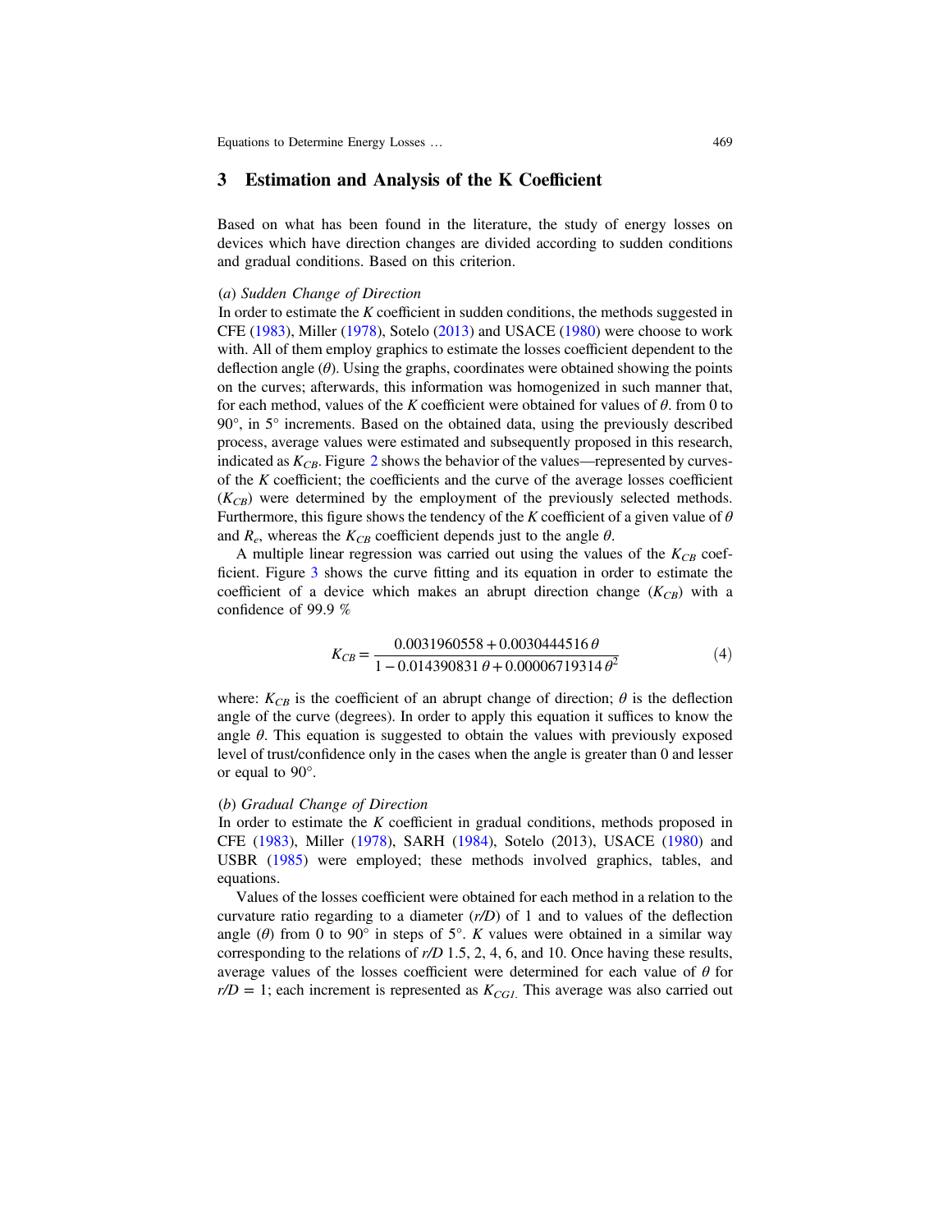## 3 Estimation and Analysis of the K Coefficient

Based on what has been found in the literature, the study of energy losses on devices which have direction changes are divided according to sudden conditions and gradual conditions. Based on this criterion.

(*a*) *Sudden Change of Direction*

In order to estimate the $K$ coefficient in sudden conditions, the methods suggested in CFE (1983), Miller (1978), Sotelo (2013) and USACE (1980) were choose to work with. All of them employ graphics to estimate the losses coefficient dependent to the deflection angle ($\theta$). Using the graphs, coordinates were obtained showing the points on the curves; afterwards, this information was homogenized in such manner that, for each method, values of the $K$ coefficient were obtained for values of $\theta$. from 0 to 90°, in 5° increments. Based on the obtained data, using the previously described process, average values were estimated and subsequently proposed in this research, indicated as $K_{CB}$. Figure 2 shows the behavior of the values—represented by curves-of the $K$ coefficient; the coefficients and the curve of the average losses coefficient ($K_{CB}$) were determined by the employment of the previously selected methods. Furthermore, this figure shows the tendency of the $K$ coefficient of a given value of $\theta$ and $R_e$, whereas the $K_{CB}$ coefficient depends just to the angle $\theta$.

A multiple linear regression was carried out using the values of the $K_{CB}$ coefficient. Figure 3 shows the curve fitting and its equation in order to estimate the coefficient of a device which makes an abrupt direction change ($K_{CB}$) with a confidence of 99.9 %

$$K_{CB} = \frac{0.0031960558 + 0.0030444516\,\theta}{1 - 0.014390831\,\theta + 0.00006719314\,\theta^2} \tag{4}$$

where: $K_{CB}$ is the coefficient of an abrupt change of direction; $\theta$ is the deflection angle of the curve (degrees). In order to apply this equation it suffices to know the angle $\theta$. This equation is suggested to obtain the values with previously exposed level of trust/confidence only in the cases when the angle is greater than 0 and lesser or equal to 90°.

(*b*) *Gradual Change of Direction*

In order to estimate the $K$ coefficient in gradual conditions, methods proposed in CFE (1983), Miller (1978), SARH (1984), Sotelo (2013), USACE (1980) and USBR (1985) were employed; these methods involved graphics, tables, and equations.

Values of the losses coefficient were obtained for each method in a relation to the curvature ratio regarding to a diameter (*r/D*) of 1 and to values of the deflection angle ($\theta$) from 0 to 90° in steps of 5°. $K$ values were obtained in a similar way corresponding to the relations of *r/D* 1.5, 2, 4, 6, and 10. Once having these results, average values of the losses coefficient were determined for each value of $\theta$ for $r/D = 1$; each increment is represented as $K_{CG1}$. This average was also carried out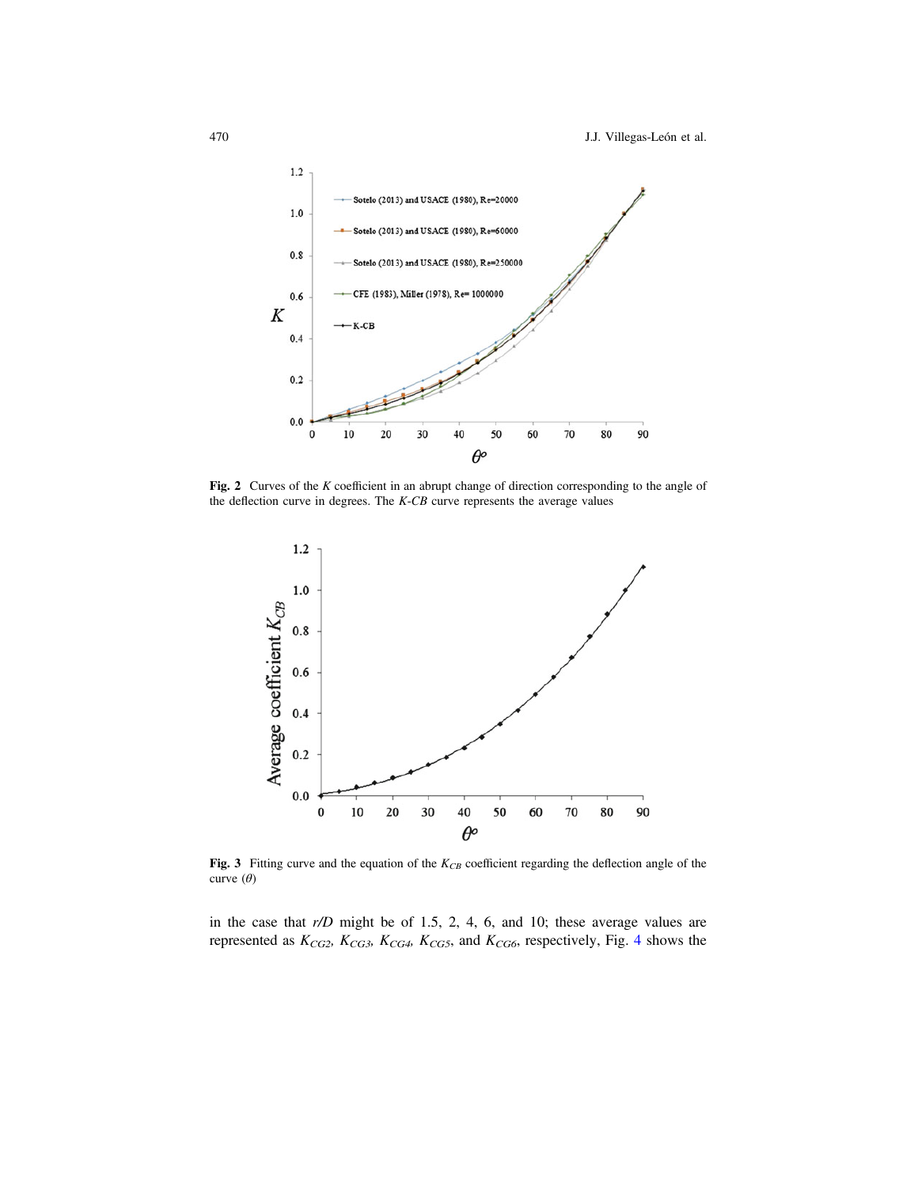**Fig. 2** Curves of the $K$ coefficient in an abrupt change of direction corresponding to the angle of the deflection curve in degrees. The $K$-$CB$ curve represents the average values

**Fig. 3** Fitting curve and the equation of the $K_{CB}$ coefficient regarding the deflection angle of the curve ($\theta$)

in the case that $r/D$ might be of 1.5, 2, 4, 6, and 10; these average values are represented as $K_{CG2}$, $K_{CG3}$, $K_{CG4}$, $K_{CG5}$, and $K_{CG6}$, respectively, Fig. 4 shows the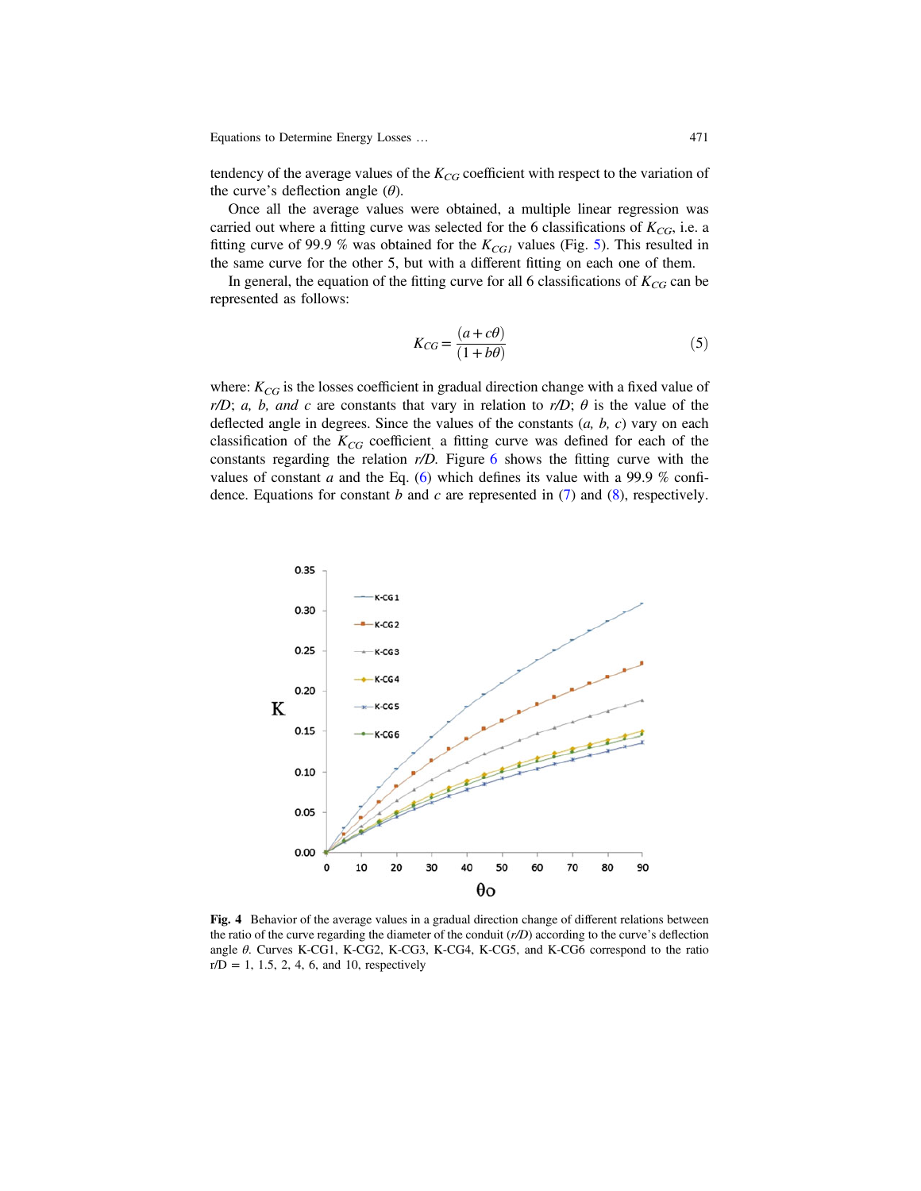tendency of the average values of the $K_{CG}$ coefficient with respect to the variation of the curve's deflection angle ($\theta$).

Once all the average values were obtained, a multiple linear regression was carried out where a fitting curve was selected for the 6 classifications of $K_{CG}$, i.e. a fitting curve of 99.9 % was obtained for the $K_{CG1}$ values (Fig. 5). This resulted in the same curve for the other 5, but with a different fitting on each one of them.

In general, the equation of the fitting curve for all 6 classifications of $K_{CG}$ can be represented as follows:

$$K_{CG} = \frac{(a + c\theta)}{(1 + b\theta)} \tag{5}$$

where: $K_{CG}$ is the losses coefficient in gradual direction change with a fixed value of *r/D*; *a, b, and c* are constants that vary in relation to *r/D*; $\theta$ is the value of the deflected angle in degrees. Since the values of the constants (*a, b, c*) vary on each classification of the $K_{CG}$ coefficient, a fitting curve was defined for each of the constants regarding the relation *r/D.* Figure 6 shows the fitting curve with the values of constant *a* and the Eq. (6) which defines its value with a 99.9 % confidence. Equations for constant *b* and *c* are represented in (7) and (8), respectively.

**Fig. 4** Behavior of the average values in a gradual direction change of different relations between the ratio of the curve regarding the diameter of the conduit (*r/D*) according to the curve's deflection angle $\theta$. Curves K-CG1, K-CG2, K-CG3, K-CG4, K-CG5, and K-CG6 correspond to the ratio r/D = 1, 1.5, 2, 4, 6, and 10, respectively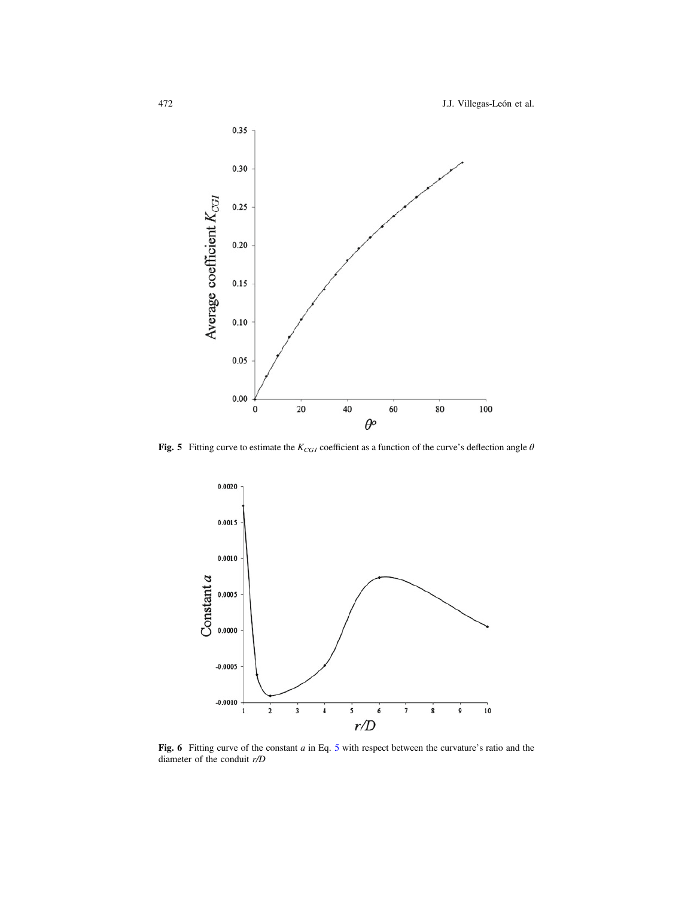**Fig. 5** Fitting curve to estimate the $K_{CG1}$ coefficient as a function of the curve's deflection angle $\theta$

**Fig. 6** Fitting curve of the constant $a$ in Eq. 5 with respect between the curvature's ratio and the diameter of the conduit $r/D$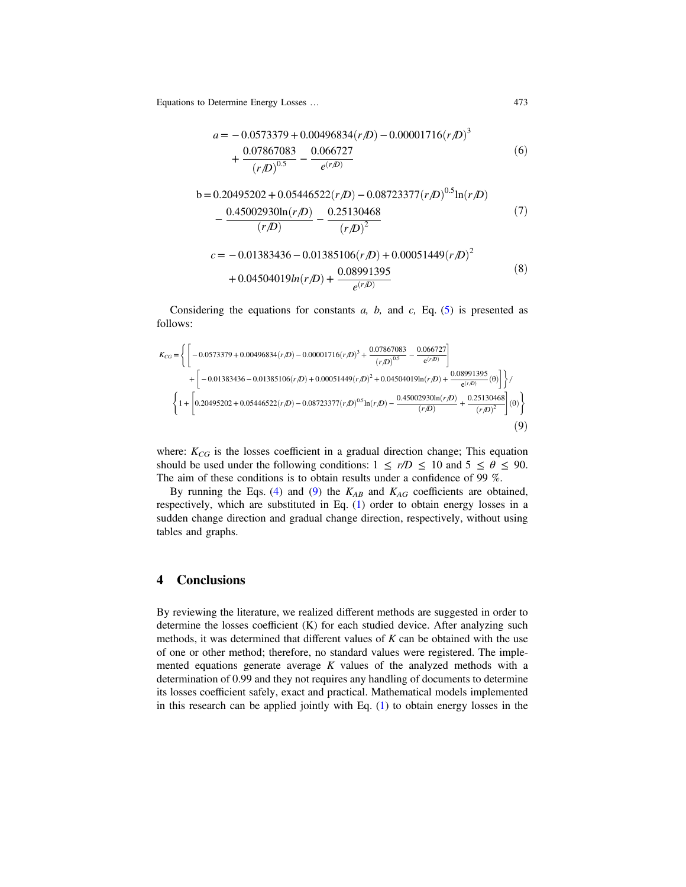$$a = -0.0573379 + 0.00496834(r/D) - 0.00001716(r/D)^3 + \frac{0.07867083}{(r/D)^{0.5}} - \frac{0.066727}{e^{(r/D)}} \tag{6}$$

$$b = 0.20495202 + 0.05446522(r/D) - 0.08723377(r/D)^{0.5}\ln(r/D) - \frac{0.45002930\ln(r/D)}{(r/D)} - \frac{0.25130468}{(r/D)^2} \tag{7}$$

$$c = -0.01383436 - 0.01385106(r/D) + 0.00051449(r/D)^2 + 0.04504019\ln(r/D) + \frac{0.08991395}{e^{(r/D)}} \tag{8}$$

Considering the equations for constants *a, b,* and *c,* Eq. (5) is presented as follows:

$$K_{CG} = \left\{ \left[ -0.0573379 + 0.00496834(r/D) - 0.00001716(r/D)^3 + \frac{0.07867083}{(r/D)^{0.5}} - \frac{0.066727}{e^{(r/D)}} \right] + \left[ -0.01383436 - 0.01385106(r/D) + 0.00051449(r/D)^2 + 0.04504019\ln(r/D) + \frac{0.08991395}{e^{(r/D)}}(\theta) \right] \right\} / \left\{ 1 + \left[ 0.20495202 + 0.05446522(r/D) - 0.08723377(r/D)^{0.5}\ln(r/D) - \frac{0.45002930\ln(r/D)}{(r/D)} + \frac{0.25130468}{(r/D)^2} \right](\theta) \right\} \tag{9}$$

where: $K_{CG}$ is the losses coefficient in a gradual direction change; This equation should be used under the following conditions: $1 \leq r/D \leq 10$ and $5 \leq \theta \leq 90$. The aim of these conditions is to obtain results under a confidence of 99 %.

By running the Eqs. (4) and (9) the $K_{AB}$ and $K_{AG}$ coefficients are obtained, respectively, which are substituted in Eq. (1) order to obtain energy losses in a sudden change direction and gradual change direction, respectively, without using tables and graphs.

## 4 Conclusions

By reviewing the literature, we realized different methods are suggested in order to determine the losses coefficient (K) for each studied device. After analyzing such methods, it was determined that different values of *K* can be obtained with the use of one or other method; therefore, no standard values were registered. The implemented equations generate average *K* values of the analyzed methods with a determination of 0.99 and they not requires any handling of documents to determine its losses coefficient safely, exact and practical. Mathematical models implemented in this research can be applied jointly with Eq. (1) to obtain energy losses in the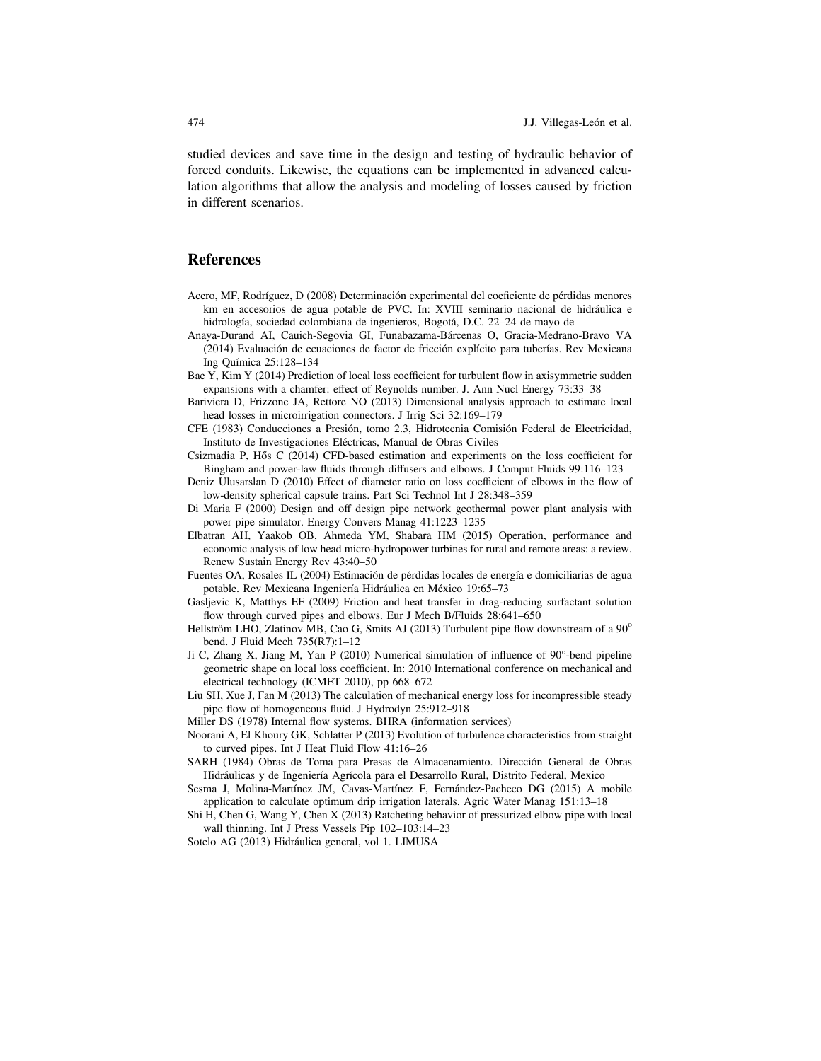studied devices and save time in the design and testing of hydraulic behavior of forced conduits. Likewise, the equations can be implemented in advanced calculation algorithms that allow the analysis and modeling of losses caused by friction in different scenarios.

## References

Acero, MF, Rodríguez, D (2008) Determinación experimental del coeficiente de pérdidas menores km en accesorios de agua potable de PVC. In: XVIII seminario nacional de hidráulica e hidrología, sociedad colombiana de ingenieros, Bogotá, D.C. 22–24 de mayo de

Anaya-Durand AI, Cauich-Segovia GI, Funabazama-Bárcenas O, Gracia-Medrano-Bravo VA (2014) Evaluación de ecuaciones de factor de fricción explícito para tuberías. Rev Mexicana Ing Química 25:128–134

Bae Y, Kim Y (2014) Prediction of local loss coefficient for turbulent flow in axisymmetric sudden expansions with a chamfer: effect of Reynolds number. J. Ann Nucl Energy 73:33–38

Bariviera D, Frizzone JA, Rettore NO (2013) Dimensional analysis approach to estimate local head losses in microirrigation connectors. J Irrig Sci 32:169–179

CFE (1983) Conducciones a Presión, tomo 2.3, Hidrotecnia Comisión Federal de Electricidad, Instituto de Investigaciones Eléctricas, Manual de Obras Civiles

Csizmadia P, Hős C (2014) CFD-based estimation and experiments on the loss coefficient for Bingham and power-law fluids through diffusers and elbows. J Comput Fluids 99:116–123

Deniz Ulusarslan D (2010) Effect of diameter ratio on loss coefficient of elbows in the flow of low-density spherical capsule trains. Part Sci Technol Int J 28:348–359

Di Maria F (2000) Design and off design pipe network geothermal power plant analysis with power pipe simulator. Energy Convers Manag 41:1223–1235

Elbatran AH, Yaakob OB, Ahmeda YM, Shabara HM (2015) Operation, performance and economic analysis of low head micro-hydropower turbines for rural and remote areas: a review. Renew Sustain Energy Rev 43:40–50

Fuentes OA, Rosales IL (2004) Estimación de pérdidas locales de energía e domiciliarias de agua potable. Rev Mexicana Ingeniería Hidráulica en México 19:65–73

Gasljevic K, Matthys EF (2009) Friction and heat transfer in drag-reducing surfactant solution flow through curved pipes and elbows. Eur J Mech B/Fluids 28:641–650

Hellström LHO, Zlatinov MB, Cao G, Smits AJ (2013) Turbulent pipe flow downstream of a 90° bend. J Fluid Mech 735(R7):1–12

Ji C, Zhang X, Jiang M, Yan P (2010) Numerical simulation of influence of 90°-bend pipeline geometric shape on local loss coefficient. In: 2010 International conference on mechanical and electrical technology (ICMET 2010), pp 668–672

Liu SH, Xue J, Fan M (2013) The calculation of mechanical energy loss for incompressible steady pipe flow of homogeneous fluid. J Hydrodyn 25:912–918

Miller DS (1978) Internal flow systems. BHRA (information services)

Noorani A, El Khoury GK, Schlatter P (2013) Evolution of turbulence characteristics from straight to curved pipes. Int J Heat Fluid Flow 41:16–26

SARH (1984) Obras de Toma para Presas de Almacenamiento. Dirección General de Obras Hidráulicas y de Ingeniería Agrícola para el Desarrollo Rural, Distrito Federal, Mexico

Sesma J, Molina-Martínez JM, Cavas-Martínez F, Fernández-Pacheco DG (2015) A mobile application to calculate optimum drip irrigation laterals. Agric Water Manag 151:13–18

Shi H, Chen G, Wang Y, Chen X (2013) Ratcheting behavior of pressurized elbow pipe with local wall thinning. Int J Press Vessels Pip 102–103:14–23

Sotelo AG (2013) Hidráulica general, vol 1. LIMUSA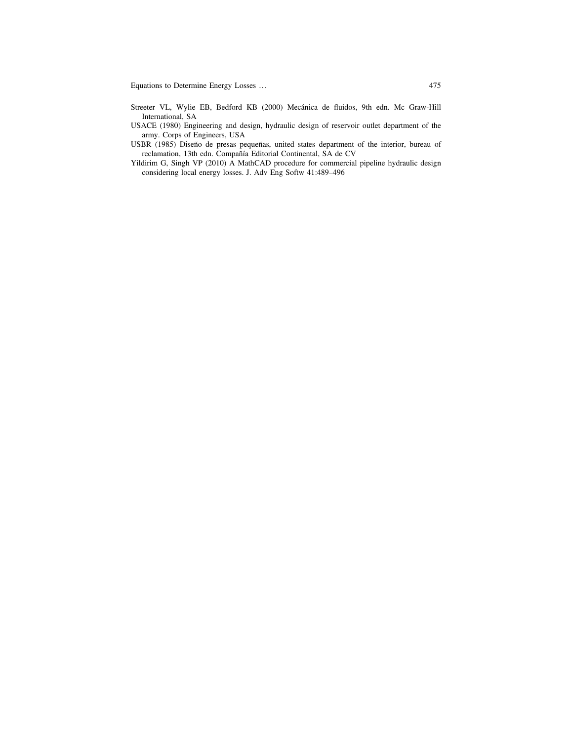Streeter VL, Wylie EB, Bedford KB (2000) Mecánica de fluidos, 9th edn. Mc Graw-Hill International, SA

USACE (1980) Engineering and design, hydraulic design of reservoir outlet department of the army. Corps of Engineers, USA

USBR (1985) Diseño de presas pequeñas, united states department of the interior, bureau of reclamation, 13th edn. Compañía Editorial Continental, SA de CV

Yildirim G, Singh VP (2010) A MathCAD procedure for commercial pipeline hydraulic design considering local energy losses. J. Adv Eng Softw 41:489–496